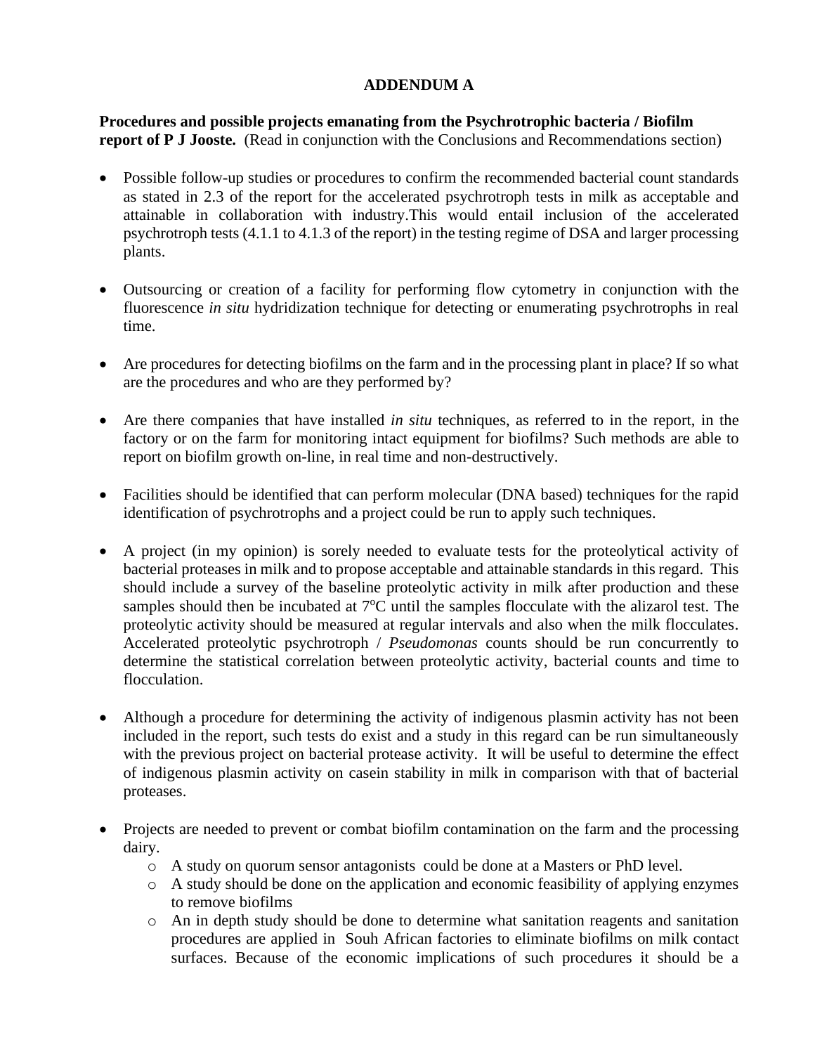# ADDENDUM A

**Procedures and possible projects emanating from the Psychrotrophic bacteria / Biofilm report of P J Jooste.** (Read in conjunction with the Conclusions and Recommendations section)

- Possible follow-up studies or procedures to confirm the recommended bacterial count standards as stated in 2.3 of the report for the accelerated psychrotroph tests in milk as acceptable and attainable in collaboration with industry.This would entail inclusion of the accelerated psychrotroph tests (4.1.1 to 4.1.3 of the report) in the testing regime of DSA and larger processing plants.

- Outsourcing or creation of a facility for performing flow cytometry in conjunction with the fluorescence *in situ* hydridization technique for detecting or enumerating psychrotrophs in real time.

- Are procedures for detecting biofilms on the farm and in the processing plant in place? If so what are the procedures and who are they performed by?

- Are there companies that have installed *in situ* techniques, as referred to in the report, in the factory or on the farm for monitoring intact equipment for biofilms? Such methods are able to report on biofilm growth on-line, in real time and non-destructively.

- Facilities should be identified that can perform molecular (DNA based) techniques for the rapid identification of psychrotrophs and a project could be run to apply such techniques.

- A project (in my opinion) is sorely needed to evaluate tests for the proteolytical activity of bacterial proteases in milk and to propose acceptable and attainable standards in this regard. This should include a survey of the baseline proteolytic activity in milk after production and these samples should then be incubated at 7°C until the samples flocculate with the alizarol test. The proteolytic activity should be measured at regular intervals and also when the milk flocculates. Accelerated proteolytic psychrotroph / *Pseudomonas* counts should be run concurrently to determine the statistical correlation between proteolytic activity, bacterial counts and time to flocculation.

- Although a procedure for determining the activity of indigenous plasmin activity has not been included in the report, such tests do exist and a study in this regard can be run simultaneously with the previous project on bacterial protease activity. It will be useful to determine the effect of indigenous plasmin activity on casein stability in milk in comparison with that of bacterial proteases.

- Projects are needed to prevent or combat biofilm contamination on the farm and the processing dairy.
  - A study on quorum sensor antagonists could be done at a Masters or PhD level.
  - A study should be done on the application and economic feasibility of applying enzymes to remove biofilms
  - An in depth study should be done to determine what sanitation reagents and sanitation procedures are applied in Souh African factories to eliminate biofilms on milk contact surfaces. Because of the economic implications of such procedures it should be a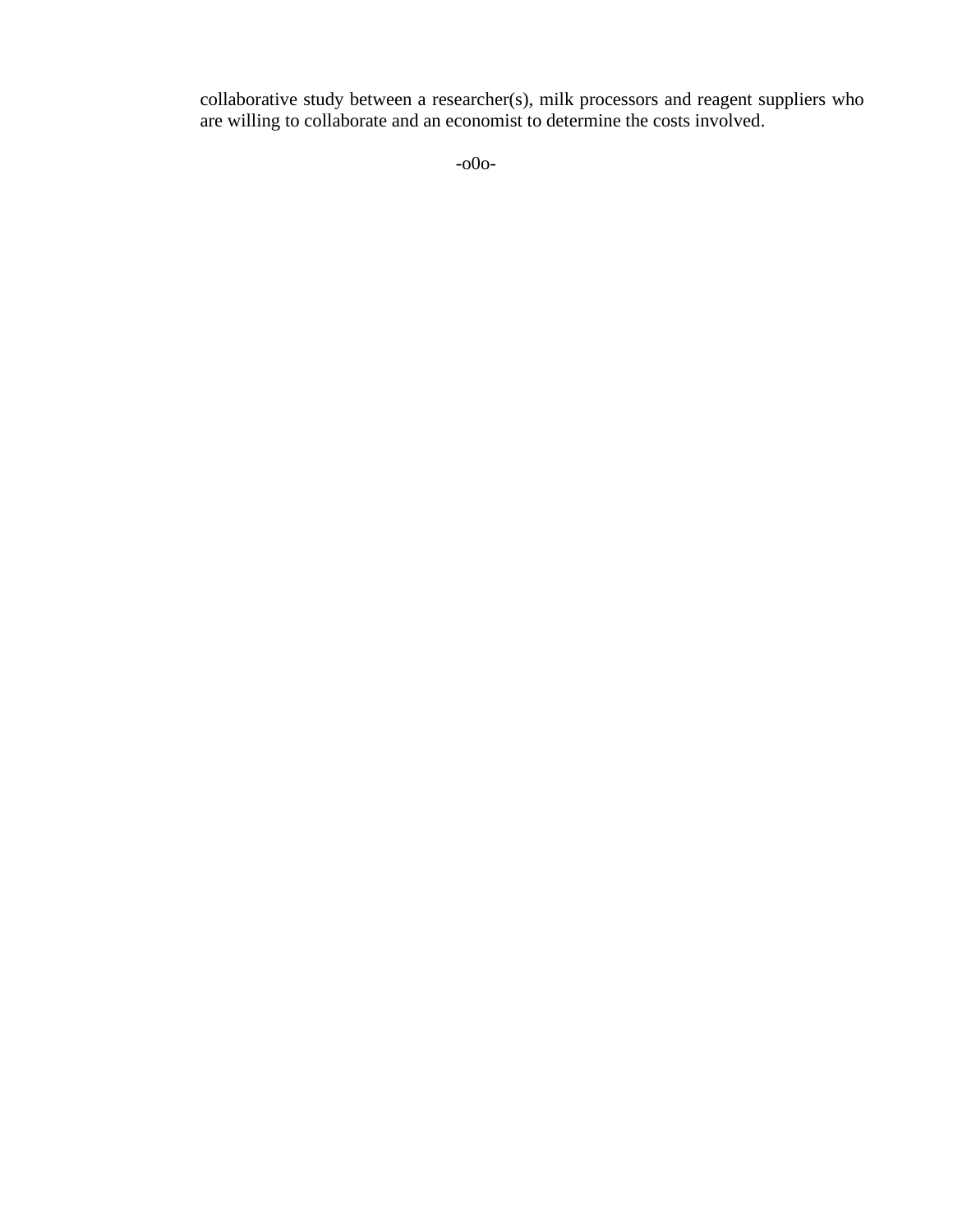collaborative study between a researcher(s), milk processors and reagent suppliers who are willing to collaborate and an economist to determine the costs involved.

-o0o-